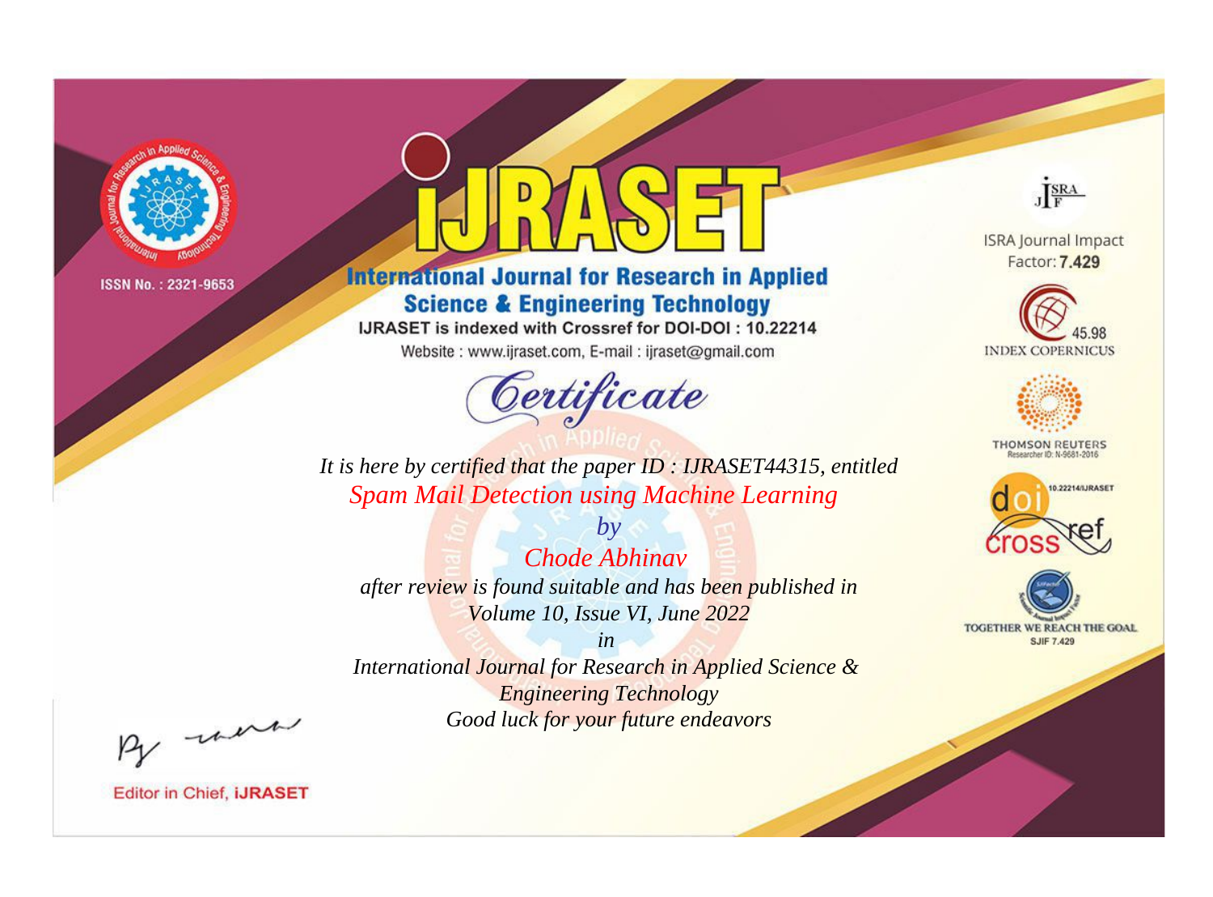ISSN No. : 2321-9653

# IJRASET

## International Journal for Research in Applied Science & Engineering Technology

IJRASET is indexed with Crossref for DOI-DOI : 10.22214

Website : www.ijraset.com, E-mail : ijraset@gmail.com

ISRA Journal Impact Factor: **7.429**

45.98 INDEX COPERNICUS

THOMSON REUTERS Researcher ID: N-9681-2016

10.22214/IJRASET

TOGETHER WE REACH THE GOAL SJIF 7.429

## Certificate

*It is here by certified that the paper ID : IJRASET44315, entitled*

*Spam Mail Detection using Machine Learning*

*by*

*Chode Abhinav*

*after review is found suitable and has been published in*

*Volume 10, Issue VI, June 2022*

*in*

*International Journal for Research in Applied Science & Engineering Technology*

*Good luck for your future endeavors*

Editor in Chief, **iJRASET**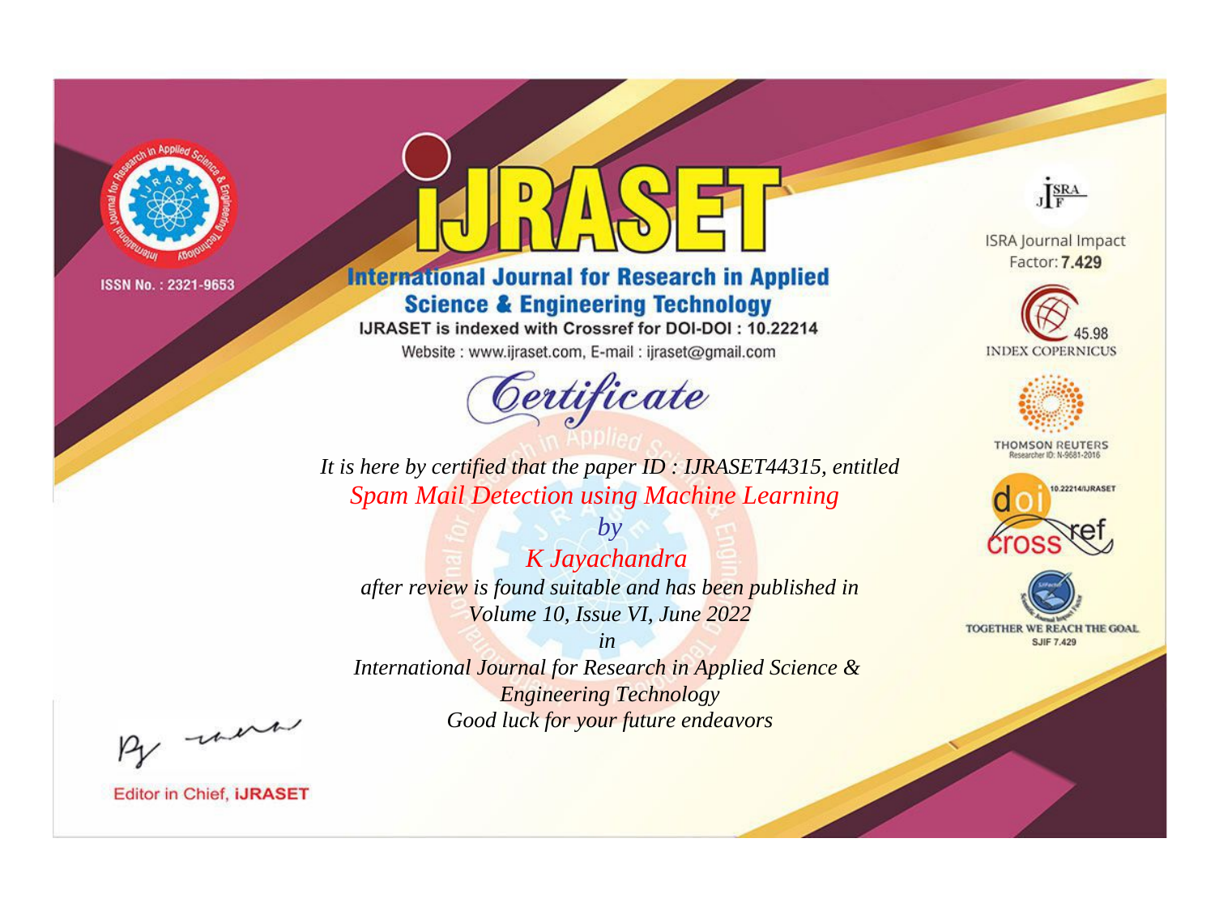ISSN No. : 2321-9653

# IJRASET

## International Journal for Research in Applied Science & Engineering Technology

IJRASET is indexed with Crossref for DOI-DOI : 10.22214

Website : www.ijraset.com, E-mail : ijraset@gmail.com

## Certificate

*It is here by certified that the paper ID : IJRASET44315, entitled*

*Spam Mail Detection using Machine Learning*

*by*

*K Jayachandra*

*after review is found suitable and has been published in*

*Volume 10, Issue VI, June 2022*

*in*

*International Journal for Research in Applied Science & Engineering Technology*

*Good luck for your future endeavors*

ISRA Journal Impact Factor: **7.429**

45.98 INDEX COPERNICUS

THOMSON REUTERS Researcher ID: N-9681-2016

10.22214/IJRASET

TOGETHER WE REACH THE GOAL SJIF 7.429

Editor in Chief, **iJRASET**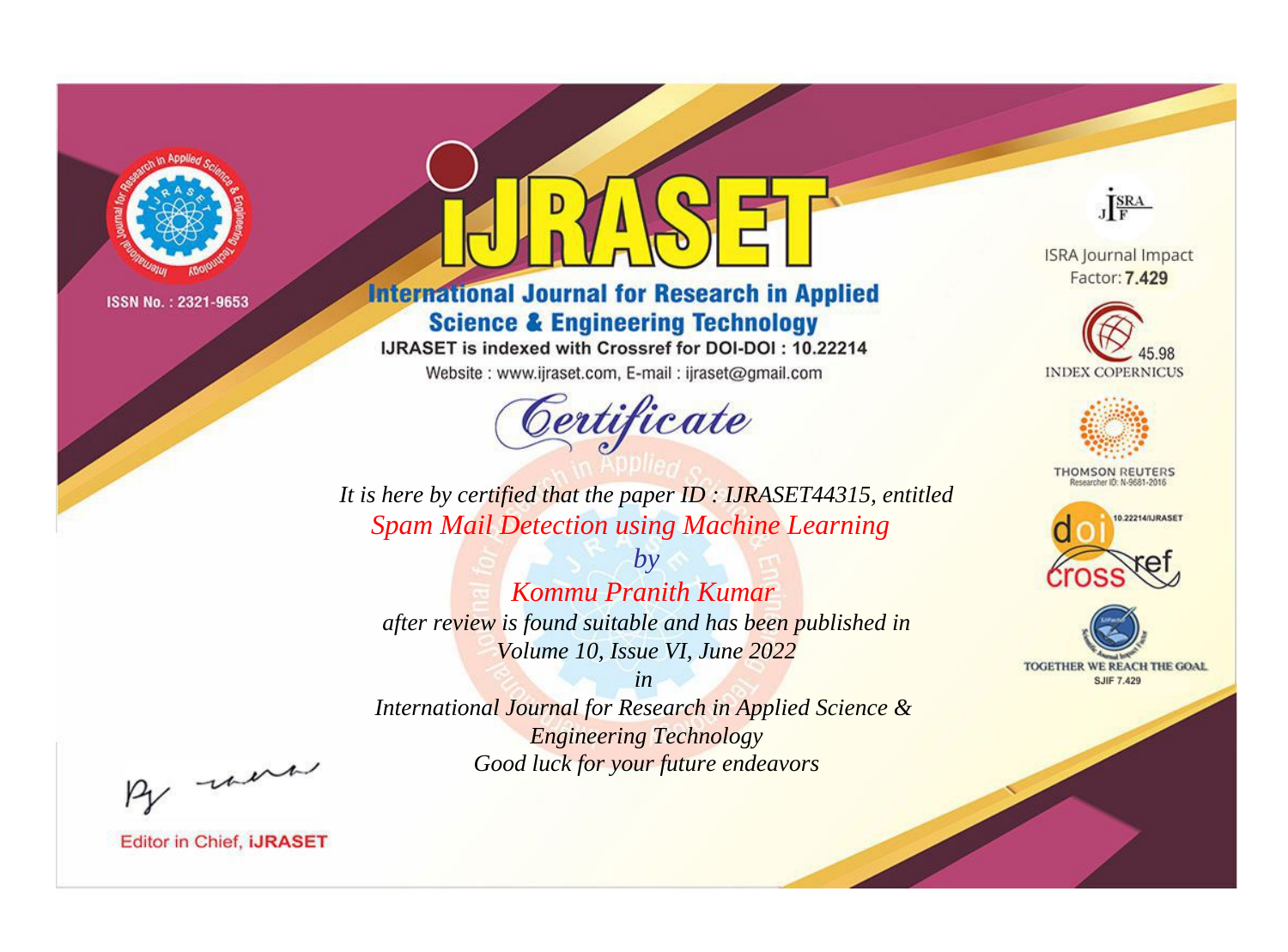ISSN No. : 2321-9653

# iJRASET

## International Journal for Research in Applied Science & Engineering Technology

IJRASET is indexed with Crossref for DOI-DOI : 10.22214

Website : www.ijraset.com, E-mail : ijraset@gmail.com

*Certificate*

*It is here by certified that the paper ID : IJRASET44315, entitled*

*Spam Mail Detection using Machine Learning*

*by*

*Kommu Pranith Kumar*

*after review is found suitable and has been published in*

*Volume 10, Issue VI, June 2022*

*in*

*International Journal for Research in Applied Science & Engineering Technology*

*Good luck for your future endeavors*

ISRA Journal Impact Factor: **7.429**

45.98 INDEX COPERNICUS

THOMSON REUTERS Researcher ID: N-9681-2016

10.22214/IJRASET

TOGETHER WE REACH THE GOAL SJIF 7.429

Editor in Chief, **iJRASET**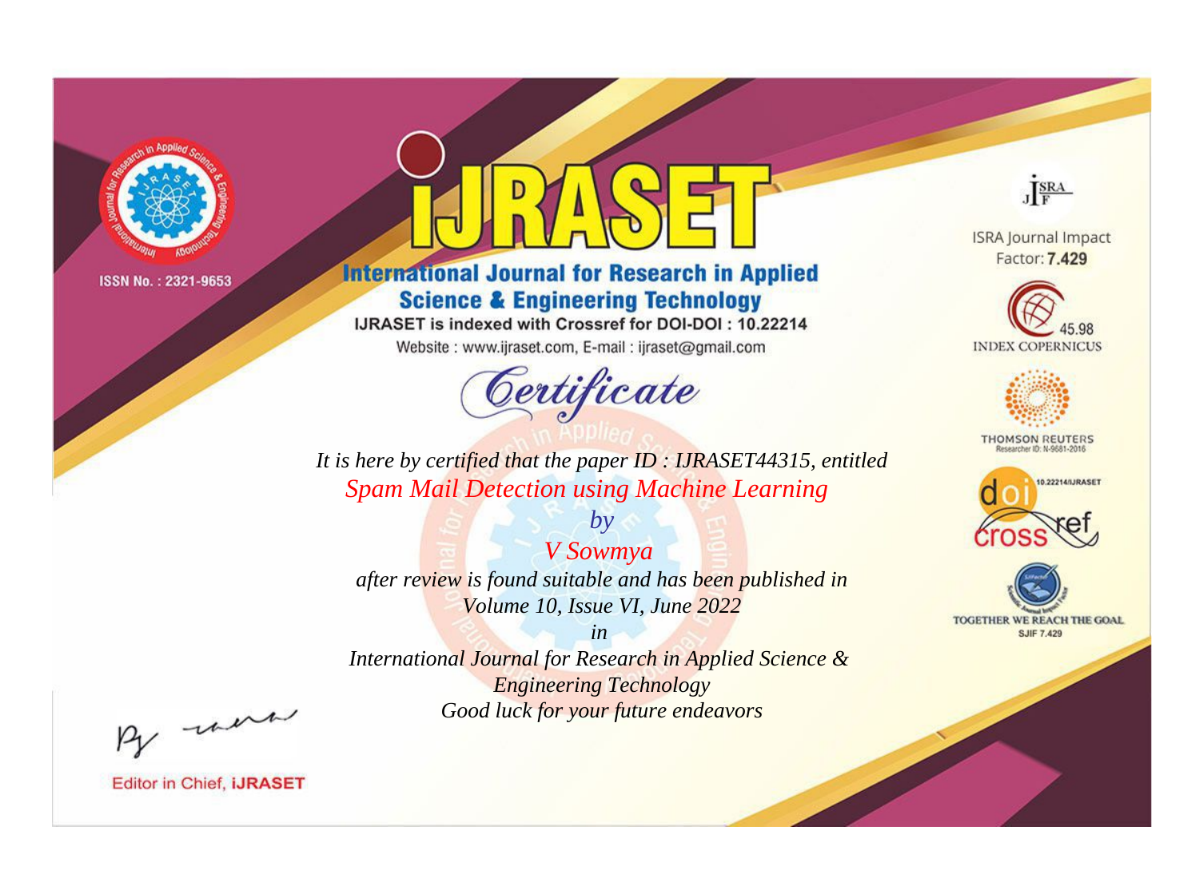ISSN No. : 2321-9653

# IJRASET

## International Journal for Research in Applied Science & Engineering Technology

IJRASET is indexed with Crossref for DOI-DOI : 10.22214

Website : www.ijraset.com, E-mail : ijraset@gmail.com

ISRA Journal Impact Factor: **7.429**

45.98 INDEX COPERNICUS

THOMSON REUTERS Researcher ID: N-9681-2016

10.22214/IJRASET

TOGETHER WE REACH THE GOAL SJIF 7.429

*Certificate*

*It is here by certified that the paper ID : IJRASET44315, entitled*

*Spam Mail Detection using Machine Learning*

*by*

*V Sowmya*

*after review is found suitable and has been published in*

*Volume 10, Issue VI, June 2022*

*in*

*International Journal for Research in Applied Science & Engineering Technology*

*Good luck for your future endeavors*

Editor in Chief, **iJRASET**